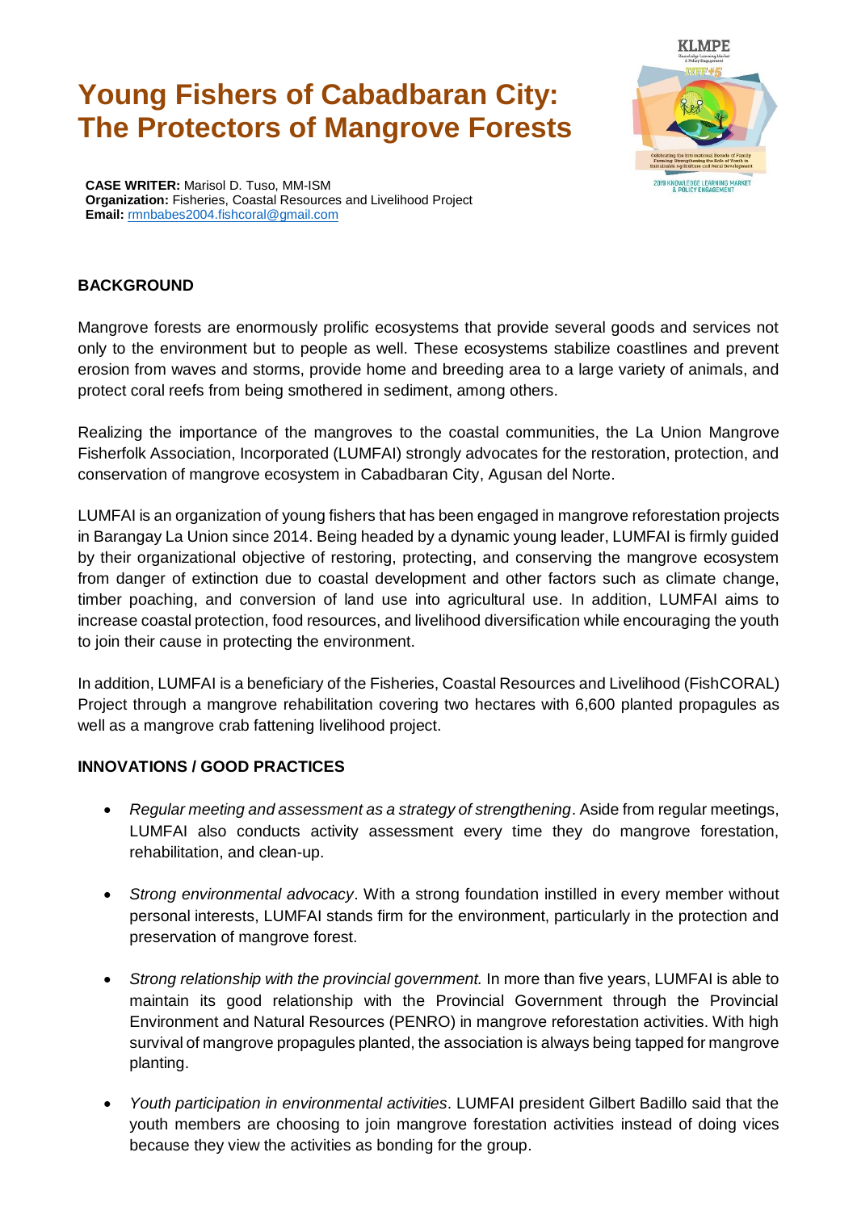# Young Fishers of Cabadbaran City: The Protectors of Mangrove Forests

**CASE WRITER:** Marisol D. Tuso, MM-ISM
**Organization:** Fisheries, Coastal Resources and Livelihood Project
**Email:** rmnbabes2004.fishcoral@gmail.com

## BACKGROUND

Mangrove forests are enormously prolific ecosystems that provide several goods and services not only to the environment but to people as well. These ecosystems stabilize coastlines and prevent erosion from waves and storms, provide home and breeding area to a large variety of animals, and protect coral reefs from being smothered in sediment, among others.

Realizing the importance of the mangroves to the coastal communities, the La Union Mangrove Fisherfolk Association, Incorporated (LUMFAI) strongly advocates for the restoration, protection, and conservation of mangrove ecosystem in Cabadbaran City, Agusan del Norte.

LUMFAI is an organization of young fishers that has been engaged in mangrove reforestation projects in Barangay La Union since 2014. Being headed by a dynamic young leader, LUMFAI is firmly guided by their organizational objective of restoring, protecting, and conserving the mangrove ecosystem from danger of extinction due to coastal development and other factors such as climate change, timber poaching, and conversion of land use into agricultural use. In addition, LUMFAI aims to increase coastal protection, food resources, and livelihood diversification while encouraging the youth to join their cause in protecting the environment.

In addition, LUMFAI is a beneficiary of the Fisheries, Coastal Resources and Livelihood (FishCORAL) Project through a mangrove rehabilitation covering two hectares with 6,600 planted propagules as well as a mangrove crab fattening livelihood project.

## INNOVATIONS / GOOD PRACTICES

- *Regular meeting and assessment as a strategy of strengthening*. Aside from regular meetings, LUMFAI also conducts activity assessment every time they do mangrove forestation, rehabilitation, and clean-up.
- *Strong environmental advocacy*. With a strong foundation instilled in every member without personal interests, LUMFAI stands firm for the environment, particularly in the protection and preservation of mangrove forest.
- *Strong relationship with the provincial government.* In more than five years, LUMFAI is able to maintain its good relationship with the Provincial Government through the Provincial Environment and Natural Resources (PENRO) in mangrove reforestation activities. With high survival of mangrove propagules planted, the association is always being tapped for mangrove planting.
- *Youth participation in environmental activities*. LUMFAI president Gilbert Badillo said that the youth members are choosing to join mangrove forestation activities instead of doing vices because they view the activities as bonding for the group.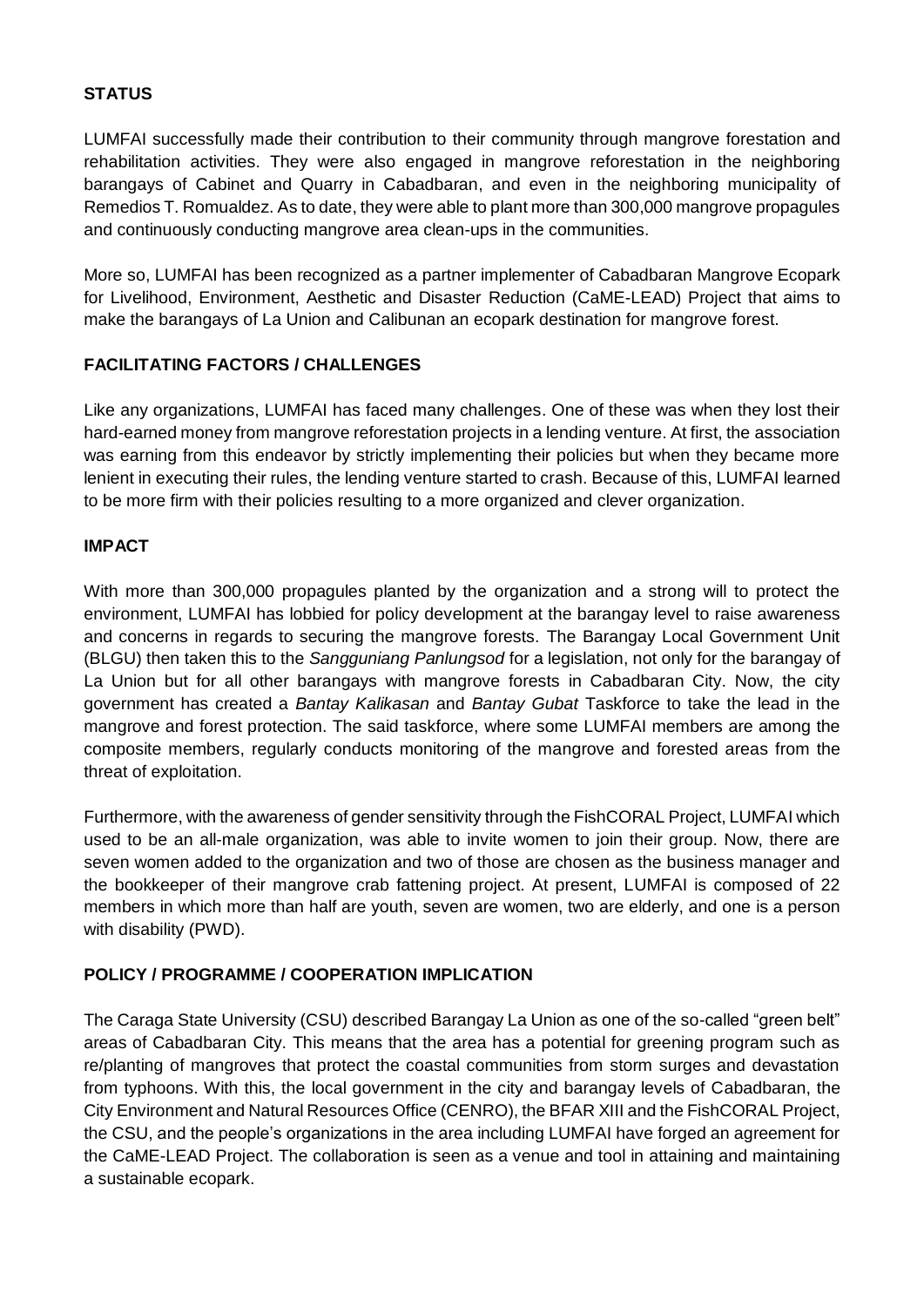## STATUS

LUMFAI successfully made their contribution to their community through mangrove forestation and rehabilitation activities. They were also engaged in mangrove reforestation in the neighboring barangays of Cabinet and Quarry in Cabadbaran, and even in the neighboring municipality of Remedios T. Romualdez. As to date, they were able to plant more than 300,000 mangrove propagules and continuously conducting mangrove area clean-ups in the communities.

More so, LUMFAI has been recognized as a partner implementer of Cabadbaran Mangrove Ecopark for Livelihood, Environment, Aesthetic and Disaster Reduction (CaME-LEAD) Project that aims to make the barangays of La Union and Calibunan an ecopark destination for mangrove forest.

## FACILITATING FACTORS / CHALLENGES

Like any organizations, LUMFAI has faced many challenges. One of these was when they lost their hard-earned money from mangrove reforestation projects in a lending venture. At first, the association was earning from this endeavor by strictly implementing their policies but when they became more lenient in executing their rules, the lending venture started to crash. Because of this, LUMFAI learned to be more firm with their policies resulting to a more organized and clever organization.

## IMPACT

With more than 300,000 propagules planted by the organization and a strong will to protect the environment, LUMFAI has lobbied for policy development at the barangay level to raise awareness and concerns in regards to securing the mangrove forests. The Barangay Local Government Unit (BLGU) then taken this to the *Sangguniang Panlungsod* for a legislation, not only for the barangay of La Union but for all other barangays with mangrove forests in Cabadbaran City. Now, the city government has created a *Bantay Kalikasan* and *Bantay Gubat* Taskforce to take the lead in the mangrove and forest protection. The said taskforce, where some LUMFAI members are among the composite members, regularly conducts monitoring of the mangrove and forested areas from the threat of exploitation.

Furthermore, with the awareness of gender sensitivity through the FishCORAL Project, LUMFAI which used to be an all-male organization, was able to invite women to join their group. Now, there are seven women added to the organization and two of those are chosen as the business manager and the bookkeeper of their mangrove crab fattening project. At present, LUMFAI is composed of 22 members in which more than half are youth, seven are women, two are elderly, and one is a person with disability (PWD).

## POLICY / PROGRAMME / COOPERATION IMPLICATION

The Caraga State University (CSU) described Barangay La Union as one of the so-called "green belt" areas of Cabadbaran City. This means that the area has a potential for greening program such as re/planting of mangroves that protect the coastal communities from storm surges and devastation from typhoons. With this, the local government in the city and barangay levels of Cabadbaran, the City Environment and Natural Resources Office (CENRO), the BFAR XIII and the FishCORAL Project, the CSU, and the people's organizations in the area including LUMFAI have forged an agreement for the CaME-LEAD Project. The collaboration is seen as a venue and tool in attaining and maintaining a sustainable ecopark.